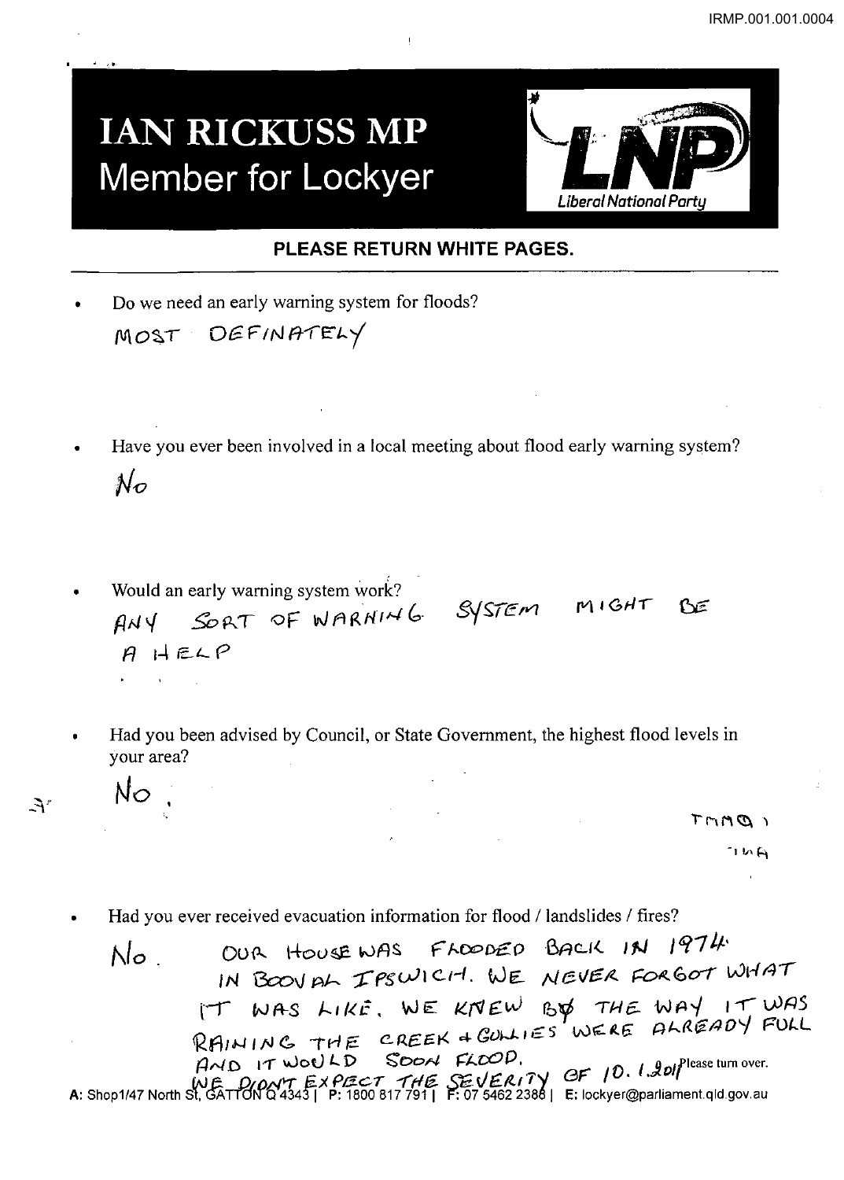# IAN RICKUSS MP
## Member for Lockyer

Liberal National Party

**PLEASE RETURN WHITE PAGES.**

- Do we need an early warning system for floods?

  MOST DEFINATELY

- Have you ever been involved in a local meeting about flood early warning system?

  No

- Would an early warning system work?

  ANY SORT OF WARNING SYSTEM MIGHT BE A HELP

- Had you been advised by Council, or State Government, the highest flood levels in your area?

  No.

- Had you ever received evacuation information for flood / landslides / fires?

  No. OUR HOUSE WAS FLOODED BACK IN 1974 IN BOOVAL IPSWICH. WE NEVER FORGOT WHAT IT WAS LIKE. WE KNEW BY THE WAY IT WAS RAINING THE CREEK & GULLIES WERE ALREADY FULL AND IT WOULD SOON FLOOD. WE DIDN'T EXPECT THE SEVERITY OF 10.1.2011

Please turn over.

A: Shop1/47 North St, GATTON Q 4343 | P: 1800 817 791 | F: 07 5462 2388 | E: lockyer@parliament.qld.gov.au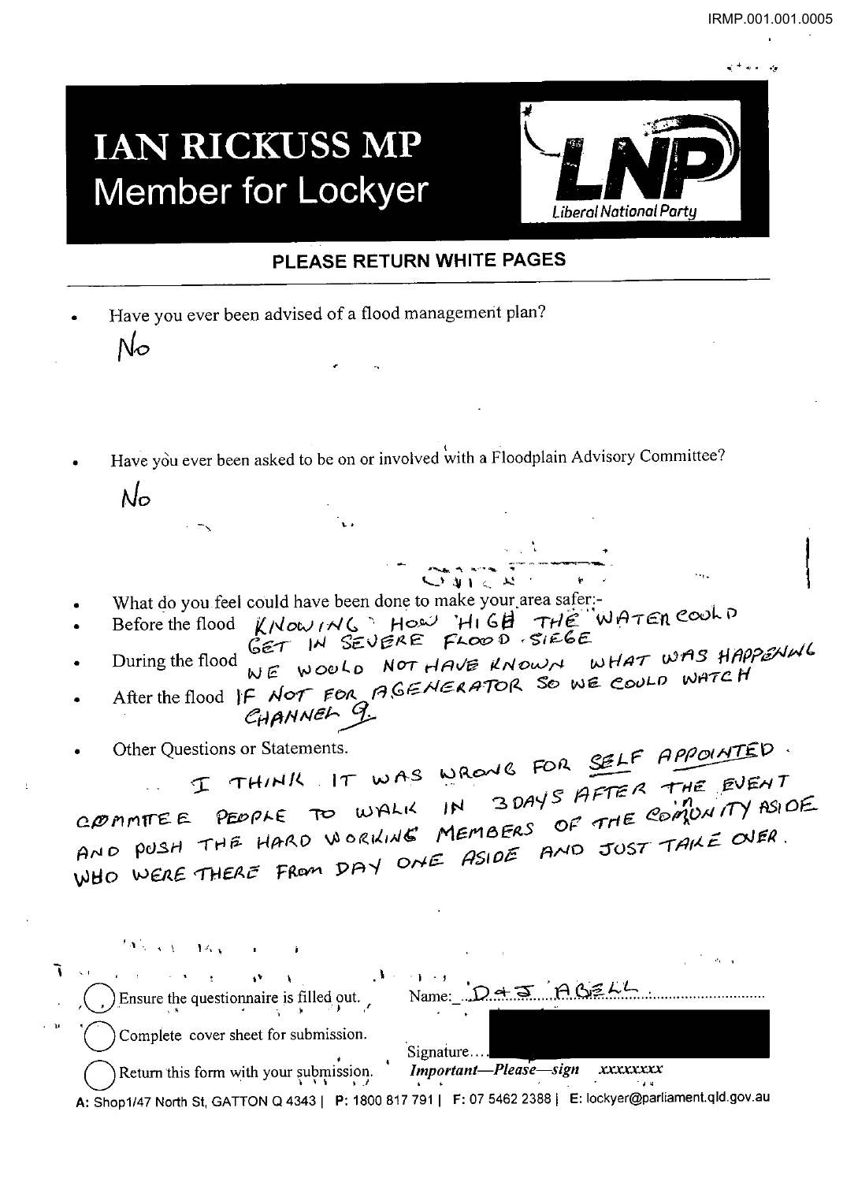IRMP.001.001.0005

# IAN RICKUSS MP
## Member for Lockyer

LNP Liberal National Party

### PLEASE RETURN WHITE PAGES

- Have you ever been advised of a flood management plan?

No

- Have you ever been asked to be on or involved with a Floodplain Advisory Committee?

No

- What do you feel could have been done to make your area safer:-
- Before the flood KNOWING HOW HIGH THE WATER COULD GET IN SEVERE FLOOD SIEGE
- During the flood WE WOULD NOT HAVE KNOWN WHAT WAS HAPPENING
- After the flood IF NOT FOR A GENERATOR SO WE COULD WATCH CHANNEL 9.
- Other Questions or Statements.

I THINK IT WAS WRONG FOR SELF APPOINTED COMMITEE PEOPLE TO WALK IN 3 DAYS AFTER THE EVENT AND PUSH THE HARD WORKING MEMBERS OF THE COMMUNITY ASIDE WHO WERE THERE FROM DAY ONE ASIDE AND JUST TAKE OVER.

◯ Ensure the questionnaire is filled out.

◯ Complete cover sheet for submission.

◯ Return this form with your submission.

Name: D & J ABELL

Signature…

*Important—Please—sign* xxxxxxxx

A: Shop1/47 North St, GATTON Q 4343 | P: 1800 817 791 | F: 07 5462 2388 | E: lockyer@parliament.qld.gov.au